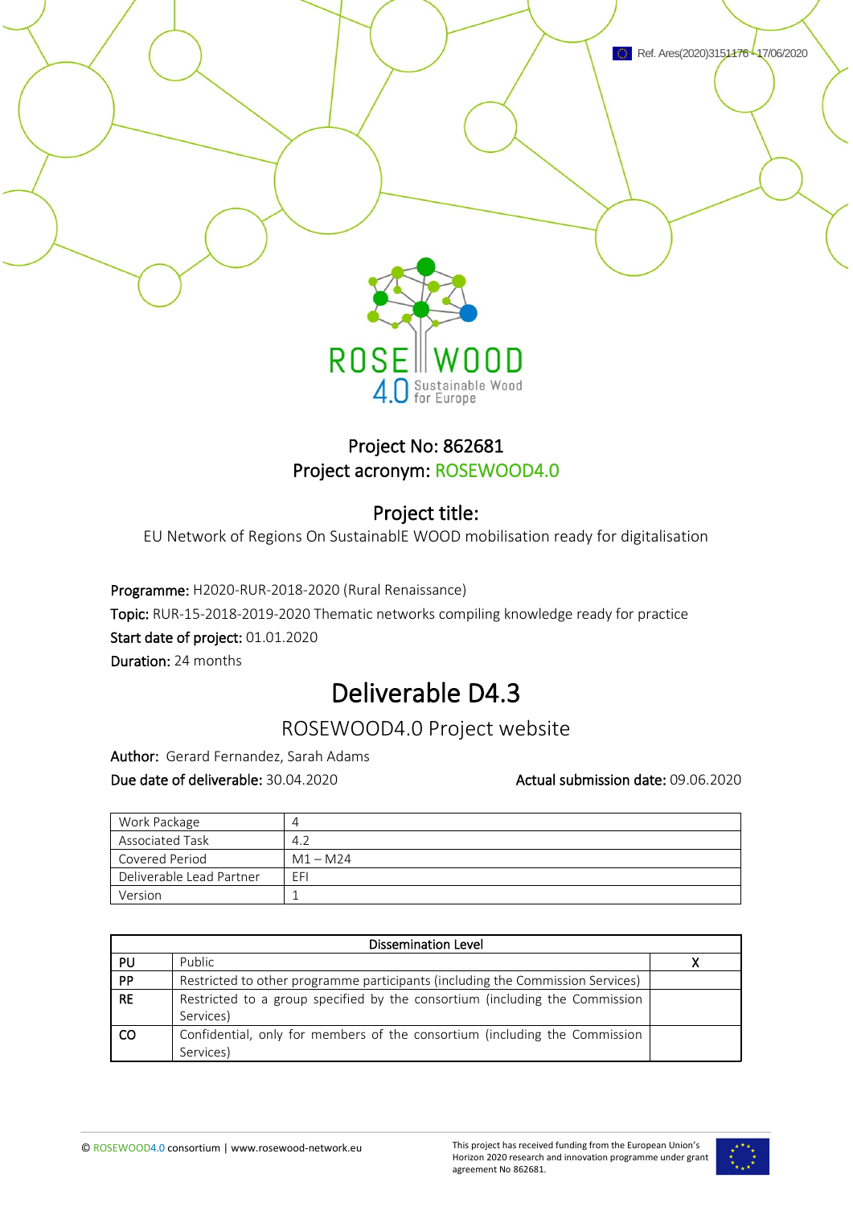Ref. Ares(2020)3151176 - 17/06/2020

ROSE WOOD 4.0 Sustainable Wood for Europe

Project No: 862681
Project acronym: ROSEWOOD4.0

## Project title:

EU Network of Regions On SustainablE WOOD mobilisation ready for digitalisation

**Programme:** H2020-RUR-2018-2020 (Rural Renaissance)
**Topic:** RUR-15-2018-2019-2020 Thematic networks compiling knowledge ready for practice
**Start date of project:** 01.01.2020
**Duration:** 24 months

# Deliverable D4.3

## ROSEWOOD4.0 Project website

**Author:** Gerard Fernandez, Sarah Adams
**Due date of deliverable:** 30.04.2020 **Actual submission date:** 09.06.2020

| Work Package | 4 |
|---|---|
| Associated Task | 4.2 |
| Covered Period | M1 – M24 |
| Deliverable Lead Partner | EFI |
| Version | 1 |

| Dissemination Level | | |
|---|---|---|
| PU | Public | X |
| PP | Restricted to other programme participants (including the Commission Services) | |
| RE | Restricted to a group specified by the consortium (including the Commission Services) | |
| CO | Confidential, only for members of the consortium (including the Commission Services) | |

© ROSEWOOD4.0 consortium | www.rosewood-network.eu

This project has received funding from the European Union's Horizon 2020 research and innovation programme under grant agreement No 862681.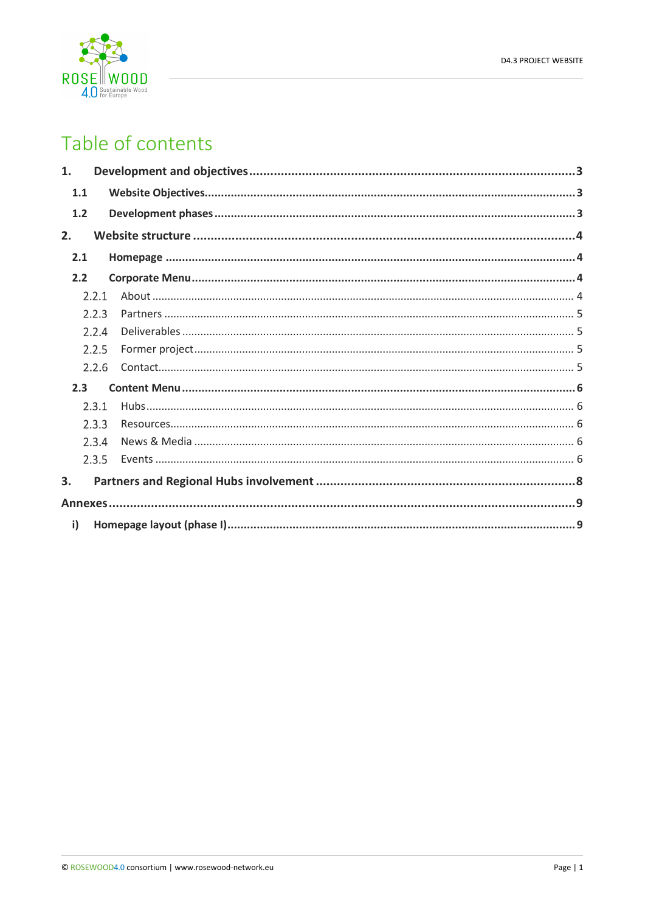# Table of contents

**1. Development and objectives ..... 3**

- **1.1 Website Objectives ..... 3**
- **1.2 Development phases ..... 3**

**2. Website structure ..... 4**

- **2.1 Homepage ..... 4**
- **2.2 Corporate Menu ..... 4**
  - 2.2.1 About ..... 4
  - 2.2.3 Partners ..... 5
  - 2.2.4 Deliverables ..... 5
  - 2.2.5 Former project ..... 5
  - 2.2.6 Contact ..... 5
- **2.3 Content Menu ..... 6**
  - 2.3.1 Hubs ..... 6
  - 2.3.3 Resources ..... 6
  - 2.3.4 News & Media ..... 6
  - 2.3.5 Events ..... 6

**3. Partners and Regional Hubs involvement ..... 8**

**Annexes ..... 9**

- **i) Homepage layout (phase I) ..... 9**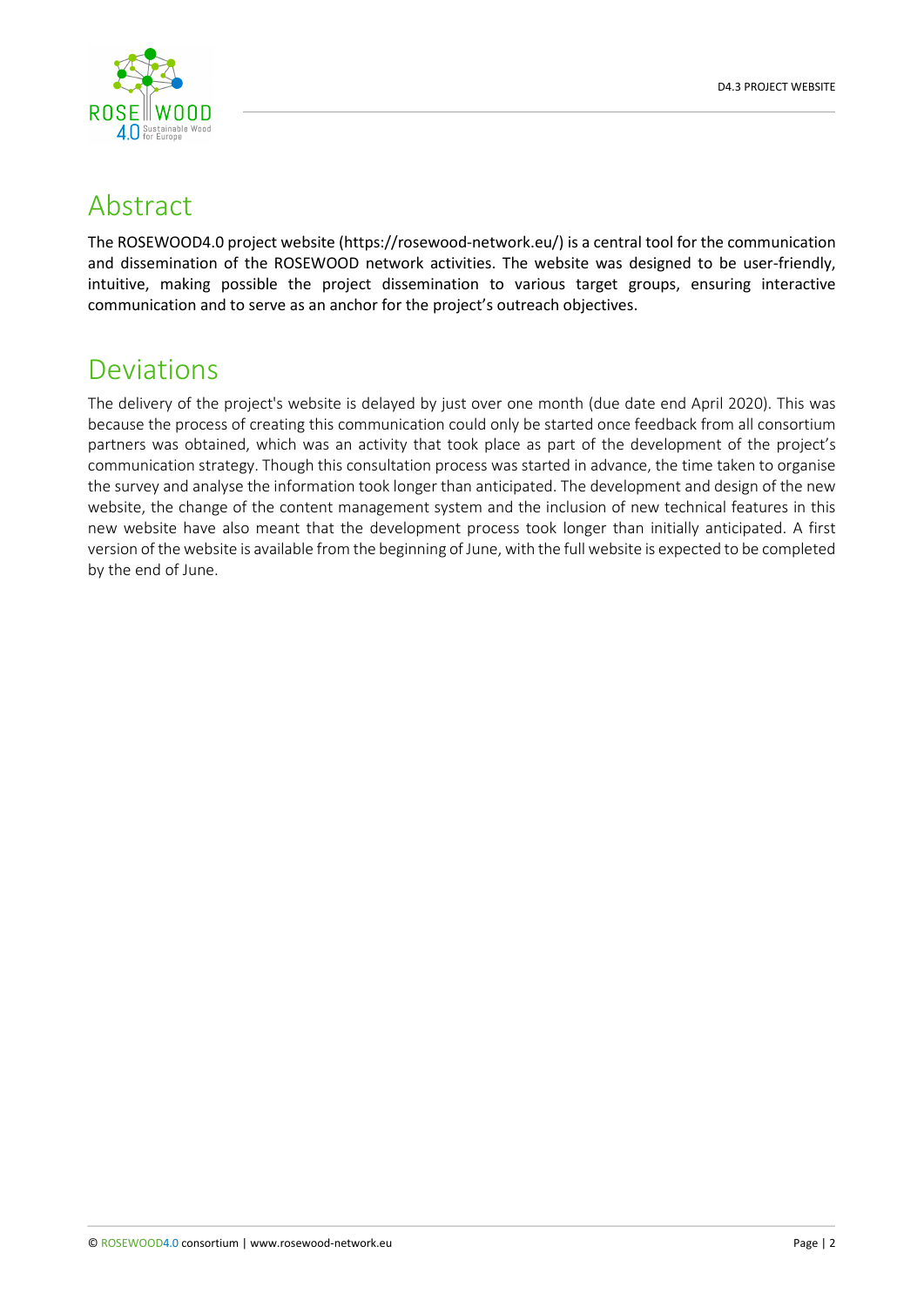# Abstract

The ROSEWOOD4.0 project website (https://rosewood-network.eu/) is a central tool for the communication and dissemination of the ROSEWOOD network activities. The website was designed to be user-friendly, intuitive, making possible the project dissemination to various target groups, ensuring interactive communication and to serve as an anchor for the project's outreach objectives.

# Deviations

The delivery of the project's website is delayed by just over one month (due date end April 2020). This was because the process of creating this communication could only be started once feedback from all consortium partners was obtained, which was an activity that took place as part of the development of the project's communication strategy. Though this consultation process was started in advance, the time taken to organise the survey and analyse the information took longer than anticipated. The development and design of the new website, the change of the content management system and the inclusion of new technical features in this new website have also meant that the development process took longer than initially anticipated. A first version of the website is available from the beginning of June, with the full website is expected to be completed by the end of June.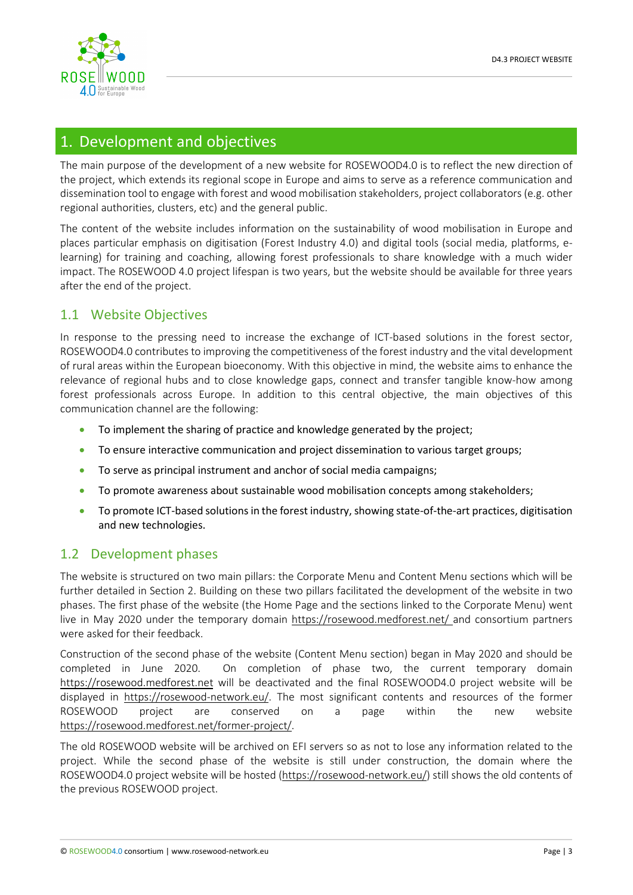# 1. Development and objectives

The main purpose of the development of a new website for ROSEWOOD4.0 is to reflect the new direction of the project, which extends its regional scope in Europe and aims to serve as a reference communication and dissemination tool to engage with forest and wood mobilisation stakeholders, project collaborators (e.g. other regional authorities, clusters, etc) and the general public.

The content of the website includes information on the sustainability of wood mobilisation in Europe and places particular emphasis on digitisation (Forest Industry 4.0) and digital tools (social media, platforms, e-learning) for training and coaching, allowing forest professionals to share knowledge with a much wider impact. The ROSEWOOD 4.0 project lifespan is two years, but the website should be available for three years after the end of the project.

## 1.1 Website Objectives

In response to the pressing need to increase the exchange of ICT-based solutions in the forest sector, ROSEWOOD4.0 contributes to improving the competitiveness of the forest industry and the vital development of rural areas within the European bioeconomy. With this objective in mind, the website aims to enhance the relevance of regional hubs and to close knowledge gaps, connect and transfer tangible know-how among forest professionals across Europe. In addition to this central objective, the main objectives of this communication channel are the following:

- To implement the sharing of practice and knowledge generated by the project;
- To ensure interactive communication and project dissemination to various target groups;
- To serve as principal instrument and anchor of social media campaigns;
- To promote awareness about sustainable wood mobilisation concepts among stakeholders;
- To promote ICT-based solutions in the forest industry, showing state-of-the-art practices, digitisation and new technologies.

## 1.2 Development phases

The website is structured on two main pillars: the Corporate Menu and Content Menu sections which will be further detailed in Section 2. Building on these two pillars facilitated the development of the website in two phases. The first phase of the website (the Home Page and the sections linked to the Corporate Menu) went live in May 2020 under the temporary domain https://rosewood.medforest.net/ and consortium partners were asked for their feedback.

Construction of the second phase of the website (Content Menu section) began in May 2020 and should be completed in June 2020. On completion of phase two, the current temporary domain https://rosewood.medforest.net will be deactivated and the final ROSEWOOD4.0 project website will be displayed in https://rosewood-network.eu/. The most significant contents and resources of the former ROSEWOOD project are conserved on a page within the new website https://rosewood.medforest.net/former-project/.

The old ROSEWOOD website will be archived on EFI servers so as not to lose any information related to the project. While the second phase of the website is still under construction, the domain where the ROSEWOOD4.0 project website will be hosted (https://rosewood-network.eu/) still shows the old contents of the previous ROSEWOOD project.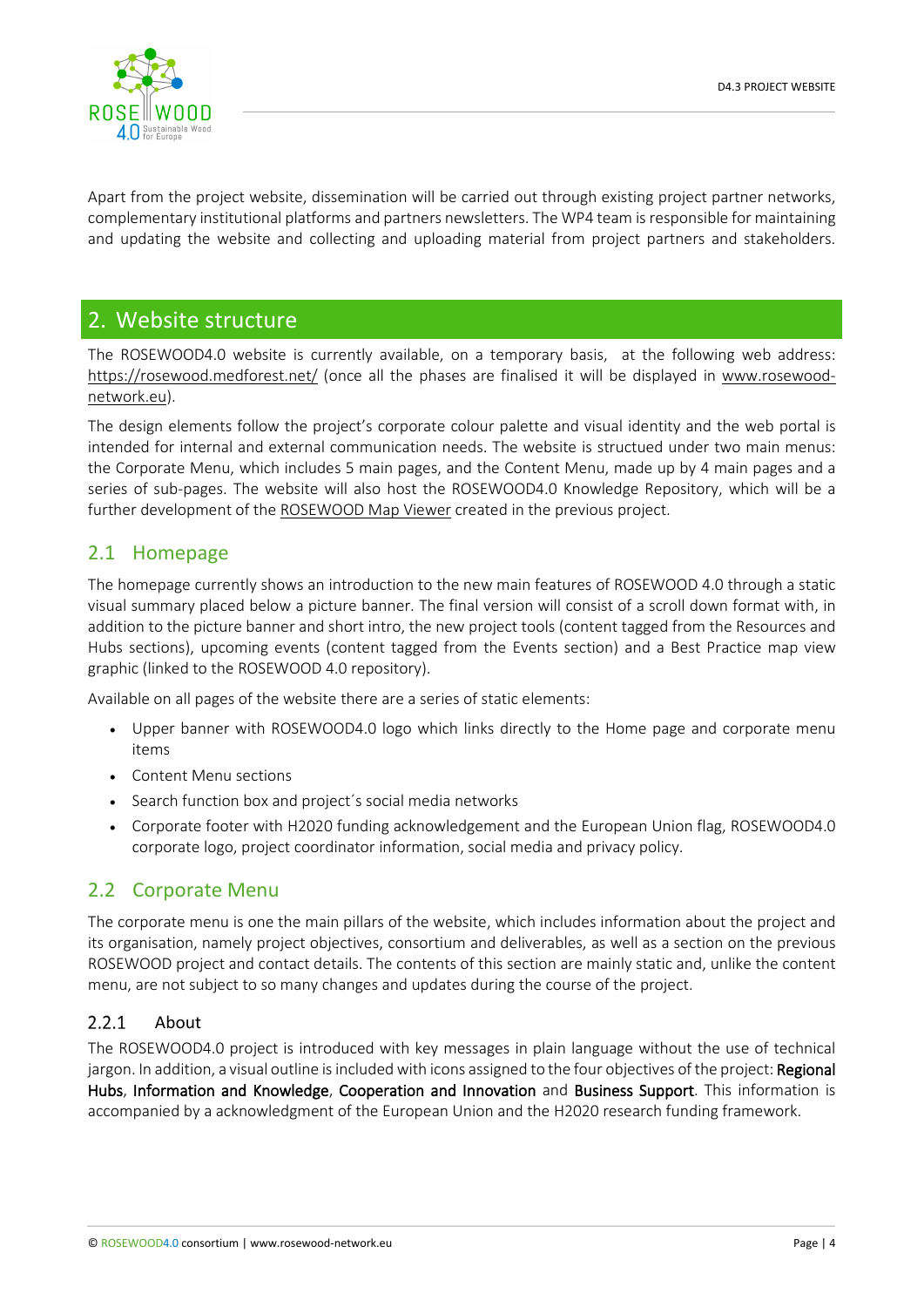Apart from the project website, dissemination will be carried out through existing project partner networks, complementary institutional platforms and partners newsletters. The WP4 team is responsible for maintaining and updating the website and collecting and uploading material from project partners and stakeholders.

# 2. Website structure

The ROSEWOOD4.0 website is currently available, on a temporary basis, at the following web address: https://rosewood.medforest.net/ (once all the phases are finalised it will be displayed in www.rosewood-network.eu).

The design elements follow the project's corporate colour palette and visual identity and the web portal is intended for internal and external communication needs. The website is structued under two main menus: the Corporate Menu, which includes 5 main pages, and the Content Menu, made up by 4 main pages and a series of sub-pages. The website will also host the ROSEWOOD4.0 Knowledge Repository, which will be a further development of the ROSEWOOD Map Viewer created in the previous project.

## 2.1 Homepage

The homepage currently shows an introduction to the new main features of ROSEWOOD 4.0 through a static visual summary placed below a picture banner. The final version will consist of a scroll down format with, in addition to the picture banner and short intro, the new project tools (content tagged from the Resources and Hubs sections), upcoming events (content tagged from the Events section) and a Best Practice map view graphic (linked to the ROSEWOOD 4.0 repository).

Available on all pages of the website there are a series of static elements:

- Upper banner with ROSEWOOD4.0 logo which links directly to the Home page and corporate menu items
- Content Menu sections
- Search function box and project´s social media networks
- Corporate footer with H2020 funding acknowledgement and the European Union flag, ROSEWOOD4.0 corporate logo, project coordinator information, social media and privacy policy.

## 2.2 Corporate Menu

The corporate menu is one the main pillars of the website, which includes information about the project and its organisation, namely project objectives, consortium and deliverables, as well as a section on the previous ROSEWOOD project and contact details. The contents of this section are mainly static and, unlike the content menu, are not subject to so many changes and updates during the course of the project.

### 2.2.1 About

The ROSEWOOD4.0 project is introduced with key messages in plain language without the use of technical jargon. In addition, a visual outline is included with icons assigned to the four objectives of the project: **Regional Hubs**, **Information and Knowledge**, **Cooperation and Innovation** and **Business Support**. This information is accompanied by a acknowledgment of the European Union and the H2020 research funding framework.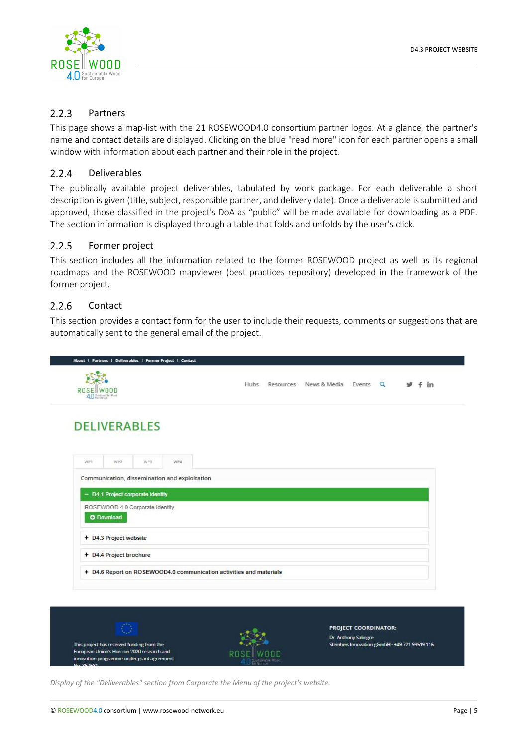### 2.2.3 Partners

This page shows a map-list with the 21 ROSEWOOD4.0 consortium partner logos. At a glance, the partner's name and contact details are displayed. Clicking on the blue "read more" icon for each partner opens a small window with information about each partner and their role in the project.

### 2.2.4 Deliverables

The publically available project deliverables, tabulated by work package. For each deliverable a short description is given (title, subject, responsible partner, and delivery date). Once a deliverable is submitted and approved, those classified in the project's DoA as "public" will be made available for downloading as a PDF. The section information is displayed through a table that folds and unfolds by the user's click.

### 2.2.5 Former project

This section includes all the information related to the former ROSEWOOD project as well as its regional roadmaps and the ROSEWOOD mapviewer (best practices repository) developed in the framework of the former project.

### 2.2.6 Contact

This section provides a contact form for the user to include their requests, comments or suggestions that are automatically sent to the general email of the project.

*Display of the "Deliverables" section from Corporate the Menu of the project's website.*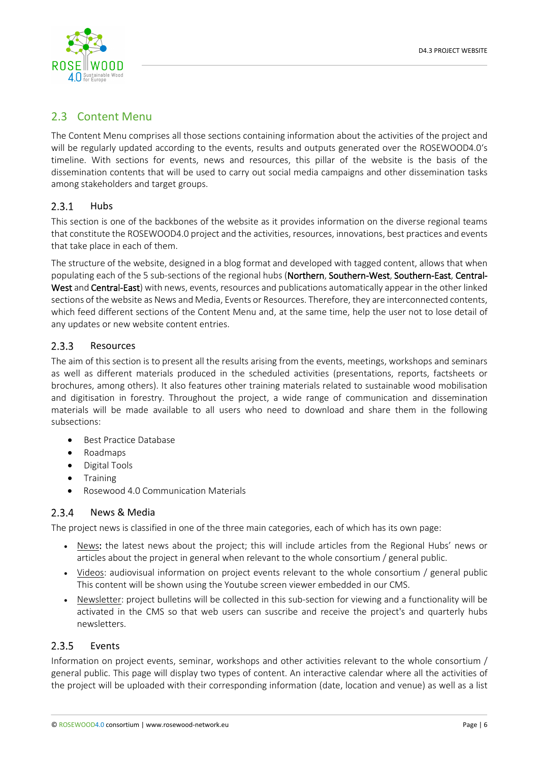## 2.3 Content Menu

The Content Menu comprises all those sections containing information about the activities of the project and will be regularly updated according to the events, results and outputs generated over the ROSEWOOD4.0's timeline. With sections for events, news and resources, this pillar of the website is the basis of the dissemination contents that will be used to carry out social media campaigns and other dissemination tasks among stakeholders and target groups.

### 2.3.1 Hubs

This section is one of the backbones of the website as it provides information on the diverse regional teams that constitute the ROSEWOOD4.0 project and the activities, resources, innovations, best practices and events that take place in each of them.

The structure of the website, designed in a blog format and developed with tagged content, allows that when populating each of the 5 sub-sections of the regional hubs (Northern, Southern-West, Southern-East, Central-West and Central-East) with news, events, resources and publications automatically appear in the other linked sections of the website as News and Media, Events or Resources. Therefore, they are interconnected contents, which feed different sections of the Content Menu and, at the same time, help the user not to lose detail of any updates or new website content entries.

### 2.3.3 Resources

The aim of this section is to present all the results arising from the events, meetings, workshops and seminars as well as different materials produced in the scheduled activities (presentations, reports, factsheets or brochures, among others). It also features other training materials related to sustainable wood mobilisation and digitisation in forestry. Throughout the project, a wide range of communication and dissemination materials will be made available to all users who need to download and share them in the following subsections:

- Best Practice Database
- Roadmaps
- Digital Tools
- Training
- Rosewood 4.0 Communication Materials

### 2.3.4 News & Media

The project news is classified in one of the three main categories, each of which has its own page:

- News**:** the latest news about the project; this will include articles from the Regional Hubs' news or articles about the project in general when relevant to the whole consortium / general public.
- Videos: audiovisual information on project events relevant to the whole consortium / general public This content will be shown using the Youtube screen viewer embedded in our CMS.
- Newsletter: project bulletins will be collected in this sub-section for viewing and a functionality will be activated in the CMS so that web users can suscribe and receive the project's and quarterly hubs newsletters.

### 2.3.5 Events

Information on project events, seminar, workshops and other activities relevant to the whole consortium / general public. This page will display two types of content. An interactive calendar where all the activities of the project will be uploaded with their corresponding information (date, location and venue) as well as a list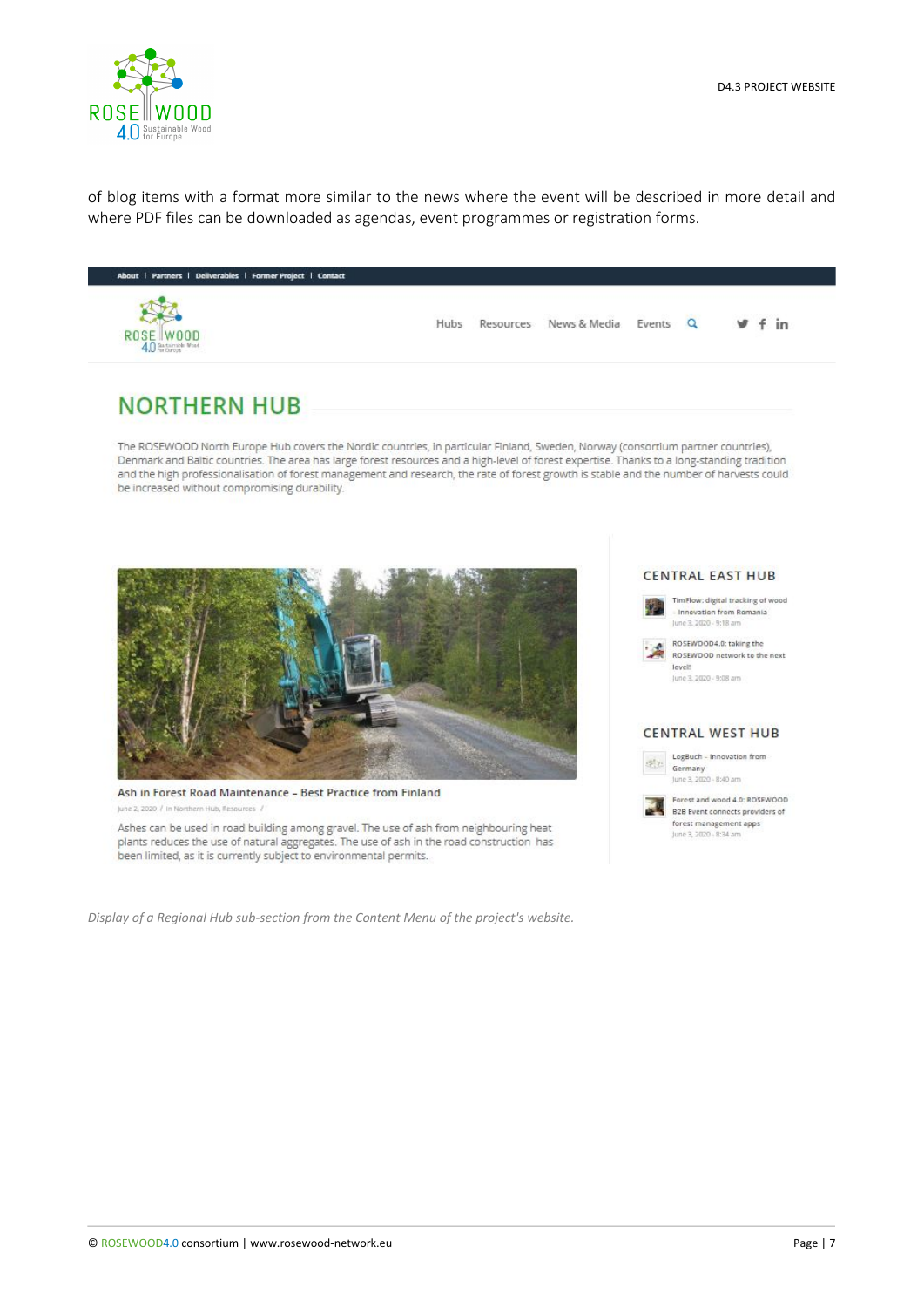of blog items with a format more similar to the news where the event will be described in more detail and where PDF files can be downloaded as agendas, event programmes or registration forms.

About | Partners | Deliverables | Former Project | Contact

Hubs Resources News & Media Events

## NORTHERN HUB

The ROSEWOOD North Europe Hub covers the Nordic countries, in particular Finland, Sweden, Norway (consortium partner countries), Denmark and Baltic countries. The area has large forest resources and a high-level of forest expertise. Thanks to a long-standing tradition and the high professionalisation of forest management and research, the rate of forest growth is stable and the number of harvests could be increased without compromising durability.

**Ash in Forest Road Maintenance – Best Practice from Finland**

June 2, 2020 / in Northern Hub, Resources /

Ashes can be used in road building among gravel. The use of ash from neighbouring heat plants reduces the use of natural aggregates. The use of ash in the road construction has been limited, as it is currently subject to environmental permits.

**CENTRAL EAST HUB**

TimFlow: digital tracking of wood – Innovation from Romania
June 3, 2020 - 9:18 am

ROSEWOOD4.0: taking the ROSEWOOD network to the next level!
June 3, 2020 - 9:08 am

**CENTRAL WEST HUB**

LogBuch – Innovation from Germany
June 3, 2020 - 8:40 am

Forest and wood 4.0: ROSEWOOD B2B Event connects providers of forest management apps
June 3, 2020 - 8:34 am

*Display of a Regional Hub sub-section from the Content Menu of the project's website.*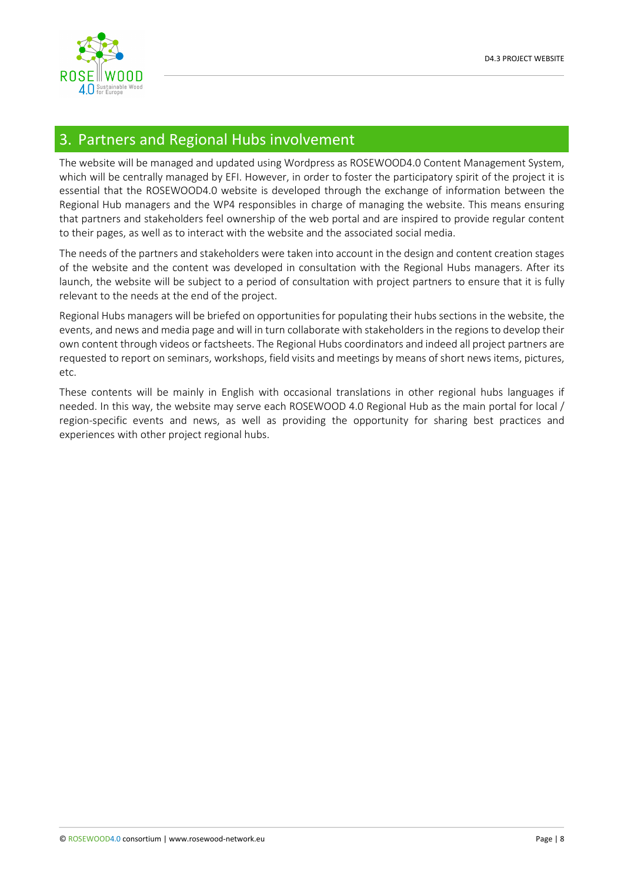# 3. Partners and Regional Hubs involvement

The website will be managed and updated using Wordpress as ROSEWOOD4.0 Content Management System, which will be centrally managed by EFI. However, in order to foster the participatory spirit of the project it is essential that the ROSEWOOD4.0 website is developed through the exchange of information between the Regional Hub managers and the WP4 responsibles in charge of managing the website. This means ensuring that partners and stakeholders feel ownership of the web portal and are inspired to provide regular content to their pages, as well as to interact with the website and the associated social media.

The needs of the partners and stakeholders were taken into account in the design and content creation stages of the website and the content was developed in consultation with the Regional Hubs managers. After its launch, the website will be subject to a period of consultation with project partners to ensure that it is fully relevant to the needs at the end of the project.

Regional Hubs managers will be briefed on opportunities for populating their hubs sections in the website, the events, and news and media page and will in turn collaborate with stakeholders in the regions to develop their own content through videos or factsheets. The Regional Hubs coordinators and indeed all project partners are requested to report on seminars, workshops, field visits and meetings by means of short news items, pictures, etc.

These contents will be mainly in English with occasional translations in other regional hubs languages if needed. In this way, the website may serve each ROSEWOOD 4.0 Regional Hub as the main portal for local / region-specific events and news, as well as providing the opportunity for sharing best practices and experiences with other project regional hubs.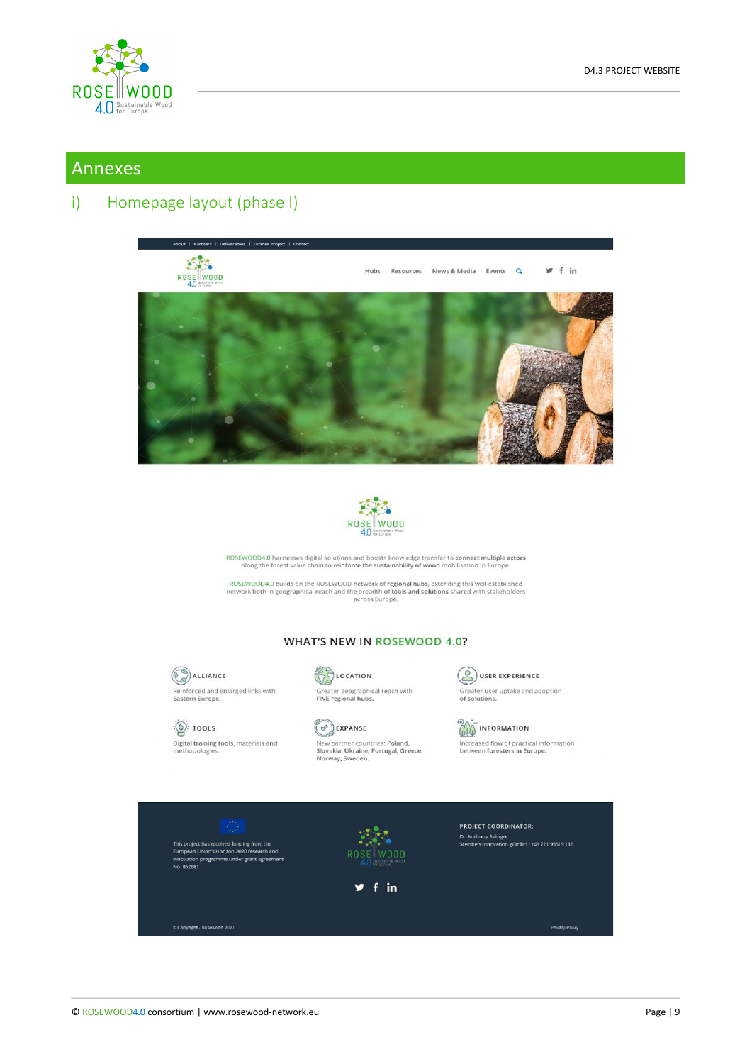# Annexes

## i) Homepage layout (phase I)

About | Partners | Deliverables | Former Project | Contact

Hubs Resources News & Media Events

ROSEWOOD4.0 harnesses digital solutions and boosts knowledge transfer to connect multiple actors along the forest value chain to reinforce the sustainability of wood mobilisation in Europe.

ROSEWOOD4.0 builds on the ROSEWOOD network of regional hubs, extending this well-established network both in geographical reach and the breadth of tools and solutions shared with stakeholders across Europe.

WHAT'S NEW IN ROSEWOOD 4.0?

ALLIANCE
Reinforced and enlarged links with Eastern Europe.

LOCATION
Greater geographical reach with FIVE regional hubs.

USER EXPERIENCE
Greater user uptake and adoption of solutions.

TOOLS
Digital training tools, materials and methodologies.

EXPANSE
New partner countries: Poland, Slovakia, Ukraine, Portugal, Greece, Norway, Sweden.

INFORMATION
Increased flow of practical information between foresters in Europe.

This project has received funding from the European Union's Horizon 2020 research and innovation programme under grant agreement No. 862681

PROJECT COORDINATOR:
Dr. Anthony Salingre
Steinbeis Innovation gGmbH - +49 721 93519 116

© Copyright - Rosewood 2020

Privacy Policy